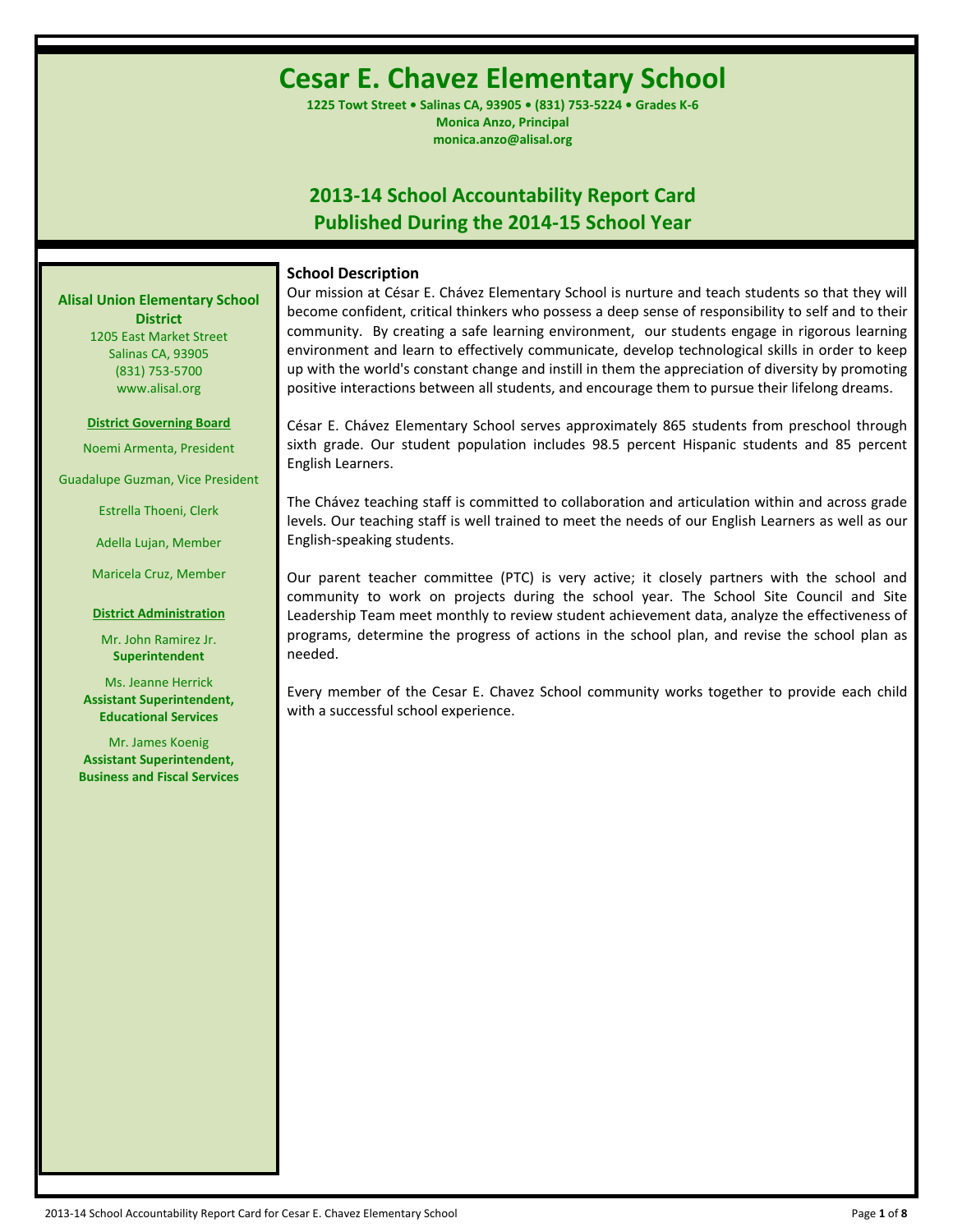# Cesar E. Chavez Elementary School

**1225 Towt Street • Salinas CA, 93905 • (831) 753-5224 • Grades K-6**
**Monica Anzo, Principal**
**monica.anzo@alisal.org**

## 2013-14 School Accountability Report Card
## Published During the 2014-15 School Year

**Alisal Union Elementary School District**
1205 East Market Street
Salinas CA, 93905
(831) 753-5700
www.alisal.org

**District Governing Board**

Noemi Armenta, President

Guadalupe Guzman, Vice President

Estrella Thoeni, Clerk

Adella Lujan, Member

Maricela Cruz, Member

**District Administration**

Mr. John Ramirez Jr.
**Superintendent**

Ms. Jeanne Herrick
**Assistant Superintendent, Educational Services**

Mr. James Koenig
**Assistant Superintendent, Business and Fiscal Services**

### School Description

Our mission at César E. Chávez Elementary School is nurture and teach students so that they will become confident, critical thinkers who possess a deep sense of responsibility to self and to their community. By creating a safe learning environment, our students engage in rigorous learning environment and learn to effectively communicate, develop technological skills in order to keep up with the world's constant change and instill in them the appreciation of diversity by promoting positive interactions between all students, and encourage them to pursue their lifelong dreams.

César E. Chávez Elementary School serves approximately 865 students from preschool through sixth grade. Our student population includes 98.5 percent Hispanic students and 85 percent English Learners.

The Chávez teaching staff is committed to collaboration and articulation within and across grade levels. Our teaching staff is well trained to meet the needs of our English Learners as well as our English-speaking students.

Our parent teacher committee (PTC) is very active; it closely partners with the school and community to work on projects during the school year. The School Site Council and Site Leadership Team meet monthly to review student achievement data, analyze the effectiveness of programs, determine the progress of actions in the school plan, and revise the school plan as needed.

Every member of the Cesar E. Chavez School community works together to provide each child with a successful school experience.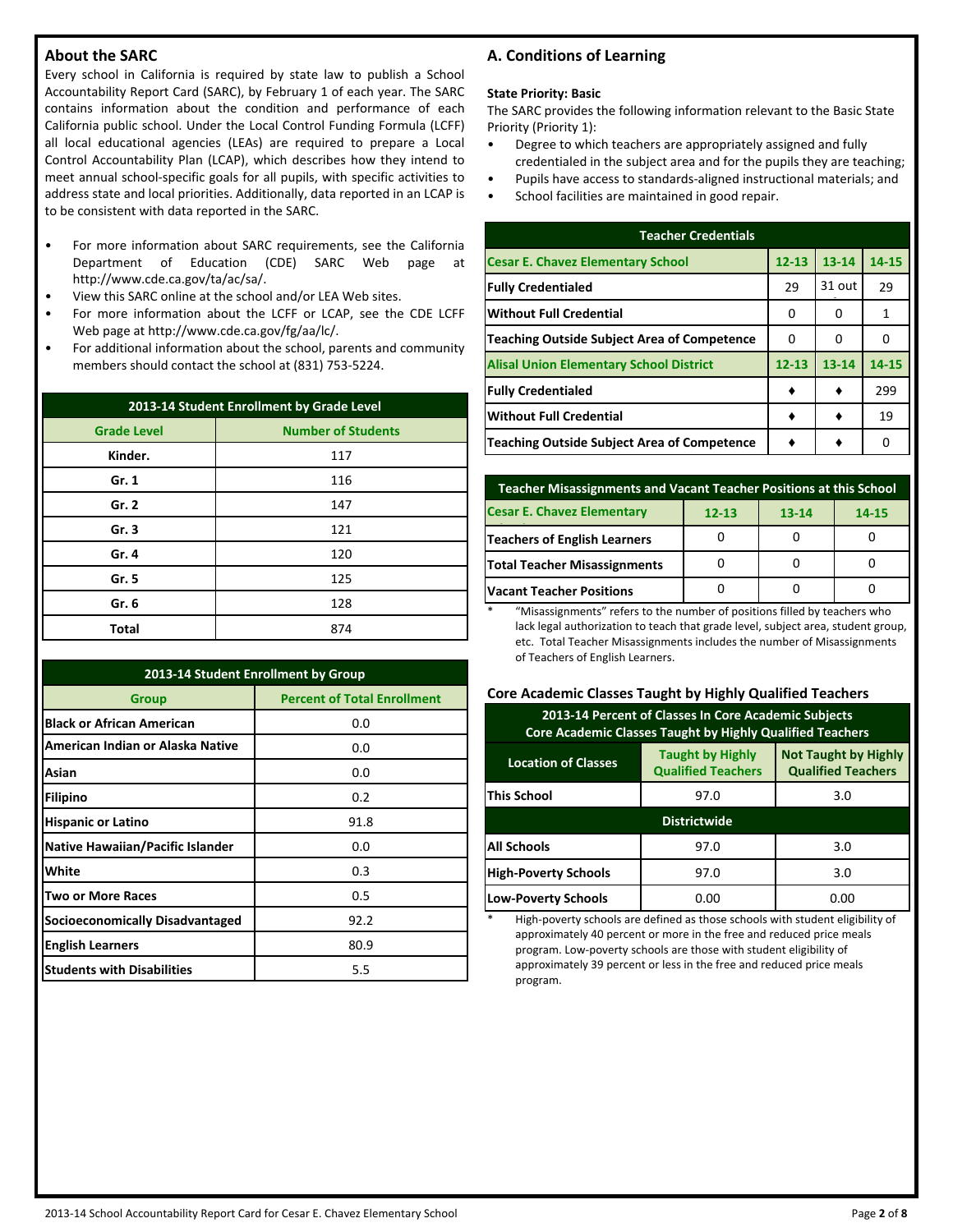## About the SARC

Every school in California is required by state law to publish a School Accountability Report Card (SARC), by February 1 of each year. The SARC contains information about the condition and performance of each California public school. Under the Local Control Funding Formula (LCFF) all local educational agencies (LEAs) are required to prepare a Local Control Accountability Plan (LCAP), which describes how they intend to meet annual school-specific goals for all pupils, with specific activities to address state and local priorities. Additionally, data reported in an LCAP is to be consistent with data reported in the SARC.

- For more information about SARC requirements, see the California Department of Education (CDE) SARC Web page at http://www.cde.ca.gov/ta/ac/sa/.
- View this SARC online at the school and/or LEA Web sites.
- For more information about the LCFF or LCAP, see the CDE LCFF Web page at http://www.cde.ca.gov/fg/aa/lc/.
- For additional information about the school, parents and community members should contact the school at (831) 753-5224.

| 2013-14 Student Enrollment by Grade Level | |
|---|---|
| **Grade Level** | **Number of Students** |
| Kinder. | 117 |
| Gr. 1 | 116 |
| Gr. 2 | 147 |
| Gr. 3 | 121 |
| Gr. 4 | 120 |
| Gr. 5 | 125 |
| Gr. 6 | 128 |
| Total | 874 |

| 2013-14 Student Enrollment by Group | |
|---|---|
| **Group** | **Percent of Total Enrollment** |
| Black or African American | 0.0 |
| American Indian or Alaska Native | 0.0 |
| Asian | 0.0 |
| Filipino | 0.2 |
| Hispanic or Latino | 91.8 |
| Native Hawaiian/Pacific Islander | 0.0 |
| White | 0.3 |
| Two or More Races | 0.5 |
| Socioeconomically Disadvantaged | 92.2 |
| English Learners | 80.9 |
| Students with Disabilities | 5.5 |

## A. Conditions of Learning

**State Priority: Basic**

The SARC provides the following information relevant to the Basic State Priority (Priority 1):

- Degree to which teachers are appropriately assigned and fully credentialed in the subject area and for the pupils they are teaching;
- Pupils have access to standards-aligned instructional materials; and
- School facilities are maintained in good repair.

| Teacher Credentials | | | |
|---|---|---|---|
| **Cesar E. Chavez Elementary School** | **12-13** | **13-14** | **14-15** |
| Fully Credentialed | 29 | 31 out | 29 |
| Without Full Credential | 0 | 0 | 1 |
| Teaching Outside Subject Area of Competence | 0 | 0 | 0 |
| **Alisal Union Elementary School District** | **12-13** | **13-14** | **14-15** |
| Fully Credentialed | ♦ | ♦ | 299 |
| Without Full Credential | ♦ | ♦ | 19 |
| Teaching Outside Subject Area of Competence | ♦ | ♦ | 0 |

| Teacher Misassignments and Vacant Teacher Positions at this School | | | |
|---|---|---|---|
| **Cesar E. Chavez Elementary** | **12-13** | **13-14** | **14-15** |
| Teachers of English Learners | 0 | 0 | 0 |
| Total Teacher Misassignments | 0 | 0 | 0 |
| Vacant Teacher Positions | 0 | 0 | 0 |

\* "Misassignments" refers to the number of positions filled by teachers who lack legal authorization to teach that grade level, subject area, student group, etc. Total Teacher Misassignments includes the number of Misassignments of Teachers of English Learners.

### Core Academic Classes Taught by Highly Qualified Teachers

| 2013-14 Percent of Classes In Core Academic Subjects Core Academic Classes Taught by Highly Qualified Teachers | | |
|---|---|---|
| **Location of Classes** | **Taught by Highly Qualified Teachers** | **Not Taught by Highly Qualified Teachers** |
| This School | 97.0 | 3.0 |
| **Districtwide** | | |
| All Schools | 97.0 | 3.0 |
| High-Poverty Schools | 97.0 | 3.0 |
| Low-Poverty Schools | 0.00 | 0.00 |

\* High-poverty schools are defined as those schools with student eligibility of approximately 40 percent or more in the free and reduced price meals program. Low-poverty schools are those with student eligibility of approximately 39 percent or less in the free and reduced price meals program.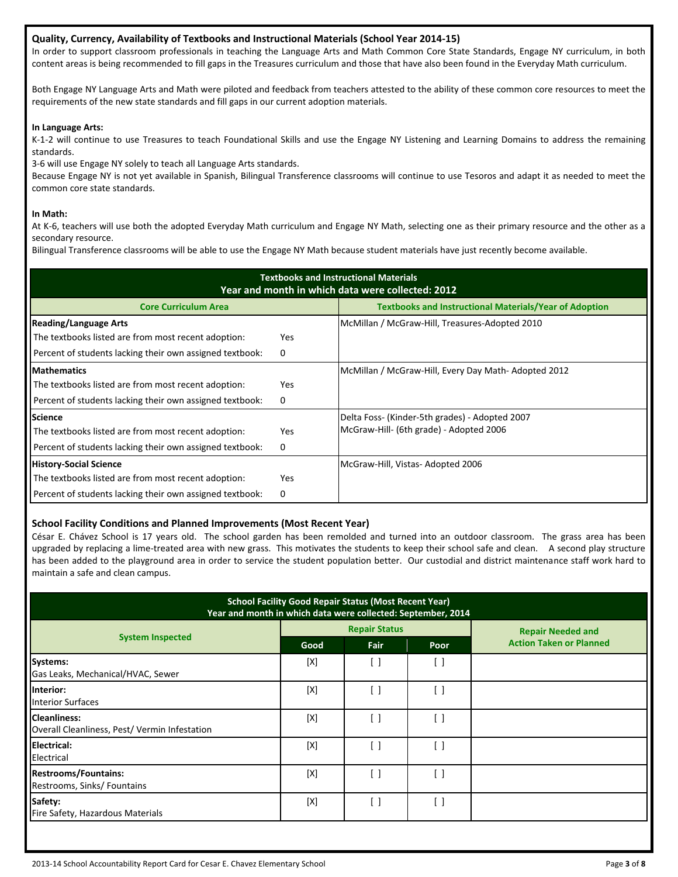## Quality, Currency, Availability of Textbooks and Instructional Materials (School Year 2014-15)

In order to support classroom professionals in teaching the Language Arts and Math Common Core State Standards, Engage NY curriculum, in both content areas is being recommended to fill gaps in the Treasures curriculum and those that have also been found in the Everyday Math curriculum.

Both Engage NY Language Arts and Math were piloted and feedback from teachers attested to the ability of these common core resources to meet the requirements of the new state standards and fill gaps in our current adoption materials.

**In Language Arts:**

K-1-2 will continue to use Treasures to teach Foundational Skills and use the Engage NY Listening and Learning Domains to address the remaining standards.

3-6 will use Engage NY solely to teach all Language Arts standards.

Because Engage NY is not yet available in Spanish, Bilingual Transference classrooms will continue to use Tesoros and adapt it as needed to meet the common core state standards.

**In Math:**

At K-6, teachers will use both the adopted Everyday Math curriculum and Engage NY Math, selecting one as their primary resource and the other as a secondary resource.

Bilingual Transference classrooms will be able to use the Engage NY Math because student materials have just recently become available.

**Textbooks and Instructional Materials**
**Year and month in which data were collected: 2012**

| Core Curriculum Area | | Textbooks and Instructional Materials/Year of Adoption |
|---|---|---|
| **Reading/Language Arts** | | McMillan / McGraw-Hill, Treasures-Adopted 2010 |
| The textbooks listed are from most recent adoption: | Yes | |
| Percent of students lacking their own assigned textbook: | 0 | |
| **Mathematics** | | McMillan / McGraw-Hill, Every Day Math- Adopted 2012 |
| The textbooks listed are from most recent adoption: | Yes | |
| Percent of students lacking their own assigned textbook: | 0 | |
| **Science** | | Delta Foss- (Kinder-5th grades) - Adopted 2007<br>McGraw-Hill- (6th grade) - Adopted 2006 |
| The textbooks listed are from most recent adoption: | Yes | |
| Percent of students lacking their own assigned textbook: | 0 | |
| **History-Social Science** | | McGraw-Hill, Vistas- Adopted 2006 |
| The textbooks listed are from most recent adoption: | Yes | |
| Percent of students lacking their own assigned textbook: | 0 | |

## School Facility Conditions and Planned Improvements (Most Recent Year)

César E. Chávez School is 17 years old. The school garden has been remolded and turned into an outdoor classroom. The grass area has been upgraded by replacing a lime-treated area with new grass. This motivates the students to keep their school safe and clean. A second play structure has been added to the playground area in order to service the student population better. Our custodial and district maintenance staff work hard to maintain a safe and clean campus.

**School Facility Good Repair Status (Most Recent Year)**
**Year and month in which data were collected: September, 2014**

| System Inspected | Repair Status | | | Repair Needed and Action Taken or Planned |
|---|---|---|---|---|
| | Good | Fair | Poor | |
| **Systems:**<br>Gas Leaks, Mechanical/HVAC, Sewer | [X] | [ ] | [ ] | |
| **Interior:**<br>Interior Surfaces | [X] | [ ] | [ ] | |
| **Cleanliness:**<br>Overall Cleanliness, Pest/ Vermin Infestation | [X] | [ ] | [ ] | |
| **Electrical:**<br>Electrical | [X] | [ ] | [ ] | |
| **Restrooms/Fountains:**<br>Restrooms, Sinks/ Fountains | [X] | [ ] | [ ] | |
| **Safety:**<br>Fire Safety, Hazardous Materials | [X] | [ ] | [ ] | |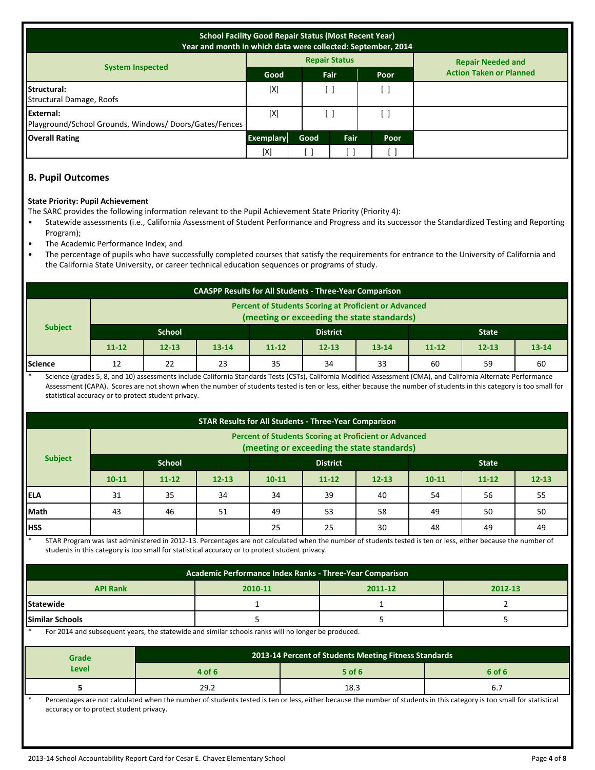| School Facility Good Repair Status (Most Recent Year) Year and month in which data were collected: September, 2014 | | | | | |
|---|---|---|---|---|---|
| System Inspected | Repair Status | | | | Repair Needed and Action Taken or Planned |
| | Good | | Fair | Poor | |
| **Structural:** Structural Damage, Roofs | [X] | | [ ] | [ ] | |
| **External:** Playground/School Grounds, Windows/ Doors/Gates/Fences | [X] | | [ ] | [ ] | |
| **Overall Rating** | Exemplary | Good | Fair | Poor | |
| | [X] | [ ] | [ ] | [ ] | |

## B. Pupil Outcomes

**State Priority: Pupil Achievement**

The SARC provides the following information relevant to the Pupil Achievement State Priority (Priority 4):

- Statewide assessments (i.e., California Assessment of Student Performance and Progress and its successor the Standardized Testing and Reporting Program);
- The Academic Performance Index; and
- The percentage of pupils who have successfully completed courses that satisfy the requirements for entrance to the University of California and the California State University, or career technical education sequences or programs of study.

| CAASPP Results for All Students - Three-Year Comparison | | | | | | | | | |
|---|---|---|---|---|---|---|---|---|---|
| Subject | Percent of Students Scoring at Proficient or Advanced (meeting or exceeding the state standards) | | | | | | | | |
| | School | | | District | | | State | | |
| | 11-12 | 12-13 | 13-14 | 11-12 | 12-13 | 13-14 | 11-12 | 12-13 | 13-14 |
| Science | 12 | 22 | 23 | 35 | 34 | 33 | 60 | 59 | 60 |

\* Science (grades 5, 8, and 10) assessments include California Standards Tests (CSTs), California Modified Assessment (CMA), and California Alternate Performance Assessment (CAPA). Scores are not shown when the number of students tested is ten or less, either because the number of students in this category is too small for statistical accuracy or to protect student privacy.

| STAR Results for All Students - Three-Year Comparison | | | | | | | | | |
|---|---|---|---|---|---|---|---|---|---|
| Subject | Percent of Students Scoring at Proficient or Advanced (meeting or exceeding the state standards) | | | | | | | | |
| | School | | | District | | | State | | |
| | 10-11 | 11-12 | 12-13 | 10-11 | 11-12 | 12-13 | 10-11 | 11-12 | 12-13 |
| ELA | 31 | 35 | 34 | 34 | 39 | 40 | 54 | 56 | 55 |
| Math | 43 | 46 | 51 | 49 | 53 | 58 | 49 | 50 | 50 |
| HSS | | | | 25 | 25 | 30 | 48 | 49 | 49 |

\* STAR Program was last administered in 2012-13. Percentages are not calculated when the number of students tested is ten or less, either because the number of students in this category is too small for statistical accuracy or to protect student privacy.

| Academic Performance Index Ranks - Three-Year Comparison | | | |
|---|---|---|---|
| API Rank | 2010-11 | 2011-12 | 2012-13 |
| Statewide | 1 | 1 | 2 |
| Similar Schools | 5 | 5 | 5 |

\* For 2014 and subsequent years, the statewide and similar schools ranks will no longer be produced.

| Grade Level | 2013-14 Percent of Students Meeting Fitness Standards | | |
|---|---|---|---|
| | 4 of 6 | 5 of 6 | 6 of 6 |
| 5 | 29.2 | 18.3 | 6.7 |

\* Percentages are not calculated when the number of students tested is ten or less, either because the number of students in this category is too small for statistical accuracy or to protect student privacy.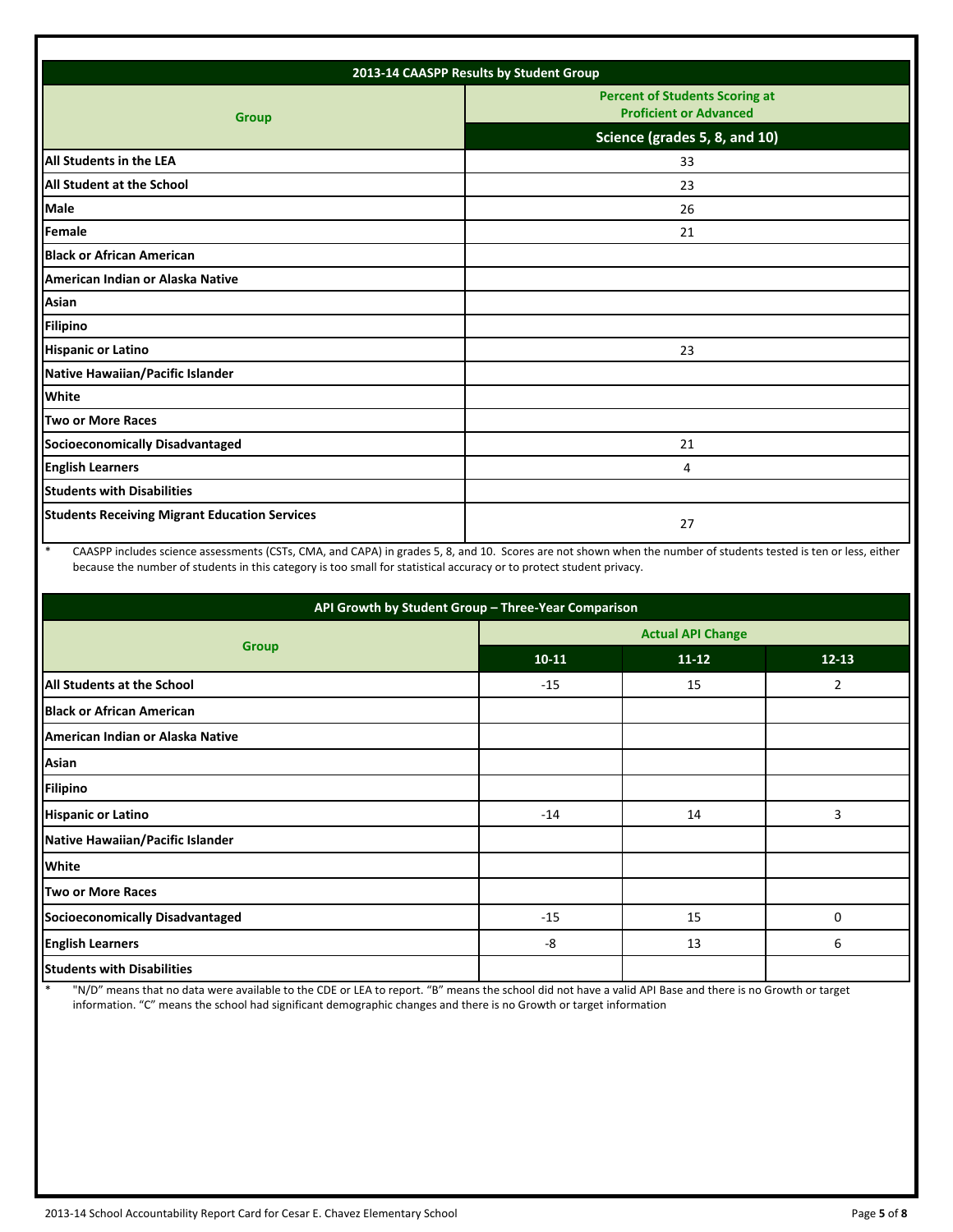| 2013-14 CAASPP Results by Student Group | |
|---|---|
| Group | Percent of Students Scoring at Proficient or Advanced |
| | Science (grades 5, 8, and 10) |
| All Students in the LEA | 33 |
| All Student at the School | 23 |
| Male | 26 |
| Female | 21 |
| Black or African American | |
| American Indian or Alaska Native | |
| Asian | |
| Filipino | |
| Hispanic or Latino | 23 |
| Native Hawaiian/Pacific Islander | |
| White | |
| Two or More Races | |
| Socioeconomically Disadvantaged | 21 |
| English Learners | 4 |
| Students with Disabilities | |
| Students Receiving Migrant Education Services | 27 |

\* CAASPP includes science assessments (CSTs, CMA, and CAPA) in grades 5, 8, and 10. Scores are not shown when the number of students tested is ten or less, either because the number of students in this category is too small for statistical accuracy or to protect student privacy.

| API Growth by Student Group – Three-Year Comparison | | | |
|---|---|---|---|
| Group | Actual API Change | | |
| | 10-11 | 11-12 | 12-13 |
| All Students at the School | -15 | 15 | 2 |
| Black or African American | | | |
| American Indian or Alaska Native | | | |
| Asian | | | |
| Filipino | | | |
| Hispanic or Latino | -14 | 14 | 3 |
| Native Hawaiian/Pacific Islander | | | |
| White | | | |
| Two or More Races | | | |
| Socioeconomically Disadvantaged | -15 | 15 | 0 |
| English Learners | -8 | 13 | 6 |
| Students with Disabilities | | | |

\* "N/D" means that no data were available to the CDE or LEA to report. "B" means the school did not have a valid API Base and there is no Growth or target information. "C" means the school had significant demographic changes and there is no Growth or target information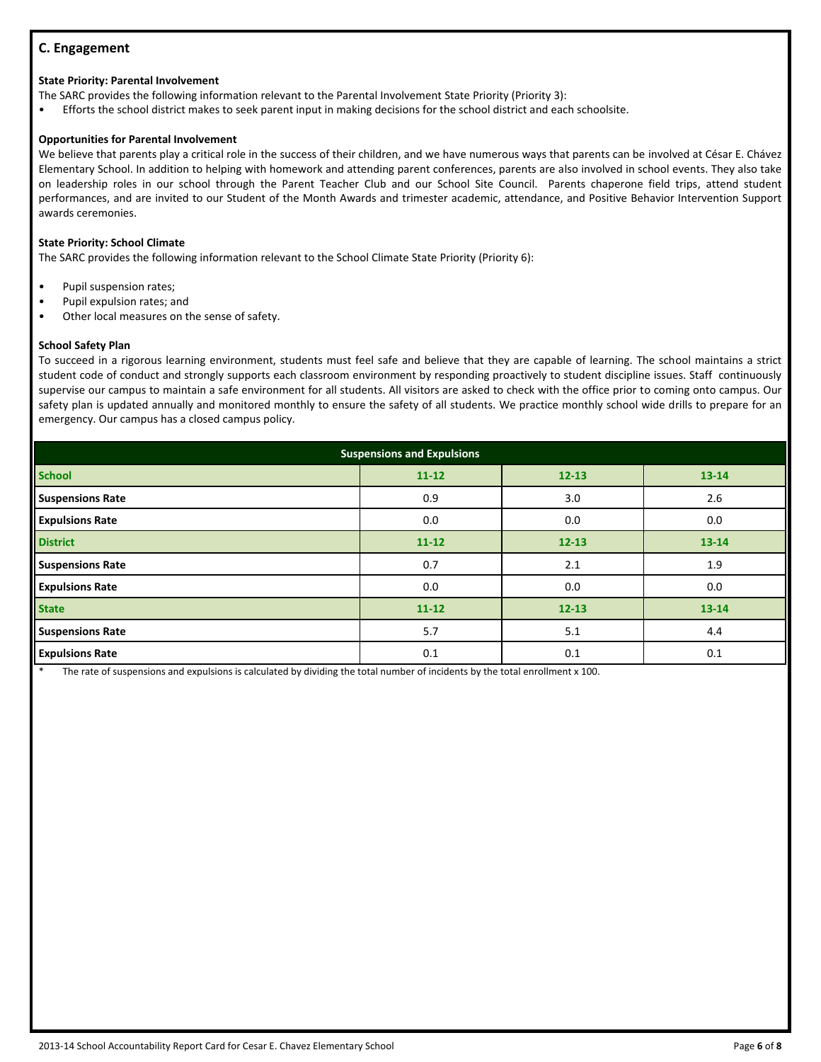## C. Engagement

**State Priority: Parental Involvement**

The SARC provides the following information relevant to the Parental Involvement State Priority (Priority 3):

- Efforts the school district makes to seek parent input in making decisions for the school district and each schoolsite.

**Opportunities for Parental Involvement**

We believe that parents play a critical role in the success of their children, and we have numerous ways that parents can be involved at César E. Chávez Elementary School. In addition to helping with homework and attending parent conferences, parents are also involved in school events. They also take on leadership roles in our school through the Parent Teacher Club and our School Site Council. Parents chaperone field trips, attend student performances, and are invited to our Student of the Month Awards and trimester academic, attendance, and Positive Behavior Intervention Support awards ceremonies.

**State Priority: School Climate**

The SARC provides the following information relevant to the School Climate State Priority (Priority 6):

- Pupil suspension rates;
- Pupil expulsion rates; and
- Other local measures on the sense of safety.

**School Safety Plan**

To succeed in a rigorous learning environment, students must feel safe and believe that they are capable of learning. The school maintains a strict student code of conduct and strongly supports each classroom environment by responding proactively to student discipline issues. Staff continuously supervise our campus to maintain a safe environment for all students. All visitors are asked to check with the office prior to coming onto campus. Our safety plan is updated annually and monitored monthly to ensure the safety of all students. We practice monthly school wide drills to prepare for an emergency. Our campus has a closed campus policy.

| Suspensions and Expulsions | | | |
|---|---|---|---|
| **School** | **11-12** | **12-13** | **13-14** |
| **Suspensions Rate** | 0.9 | 3.0 | 2.6 |
| **Expulsions Rate** | 0.0 | 0.0 | 0.0 |
| **District** | **11-12** | **12-13** | **13-14** |
| **Suspensions Rate** | 0.7 | 2.1 | 1.9 |
| **Expulsions Rate** | 0.0 | 0.0 | 0.0 |
| **State** | **11-12** | **12-13** | **13-14** |
| **Suspensions Rate** | 5.7 | 5.1 | 4.4 |
| **Expulsions Rate** | 0.1 | 0.1 | 0.1 |

\* The rate of suspensions and expulsions is calculated by dividing the total number of incidents by the total enrollment x 100.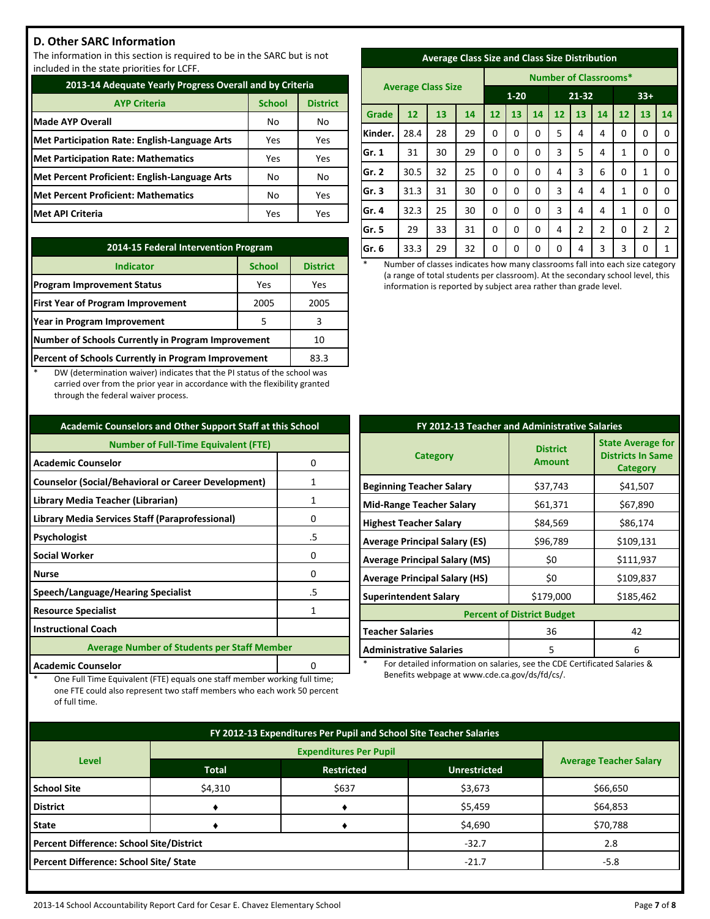## D. Other SARC Information

The information in this section is required to be in the SARC but is not included in the state priorities for LCFF.

| 2013-14 Adequate Yearly Progress Overall and by Criteria | | |
|---|---|---|
| **AYP Criteria** | **School** | **District** |
| **Made AYP Overall** | No | No |
| **Met Participation Rate: English-Language Arts** | Yes | Yes |
| **Met Participation Rate: Mathematics** | Yes | Yes |
| **Met Percent Proficient: English-Language Arts** | No | No |
| **Met Percent Proficient: Mathematics** | No | Yes |
| **Met API Criteria** | Yes | Yes |

| 2014-15 Federal Intervention Program | | |
|---|---|---|
| **Indicator** | **School** | **District** |
| **Program Improvement Status** | Yes | Yes |
| **First Year of Program Improvement** | 2005 | 2005 |
| **Year in Program Improvement** | 5 | 3 |
| **Number of Schools Currently in Program Improvement** | | 10 |
| **Percent of Schools Currently in Program Improvement** | | 83.3 |

\* DW (determination waiver) indicates that the PI status of the school was carried over from the prior year in accordance with the flexibility granted through the federal waiver process.

| Average Class Size and Class Size Distribution | | | | | | | | | | | | |
|---|---|---|---|---|---|---|---|---|---|---|---|---|
| Average Class Size | | | | Number of Classrooms* | | | | | | | | |
| | | | | 1-20 | | | 21-32 | | | 33+ | | |
| **Grade** | **12** | **13** | **14** | **12** | **13** | **14** | **12** | **13** | **14** | **12** | **13** | **14** |
| **Kinder.** | 28.4 | 28 | 29 | 0 | 0 | 0 | 5 | 4 | 4 | 0 | 0 | 0 |
| **Gr. 1** | 31 | 30 | 29 | 0 | 0 | 0 | 3 | 5 | 4 | 1 | 0 | 0 |
| **Gr. 2** | 30.5 | 32 | 25 | 0 | 0 | 0 | 4 | 3 | 6 | 0 | 1 | 0 |
| **Gr. 3** | 31.3 | 31 | 30 | 0 | 0 | 0 | 3 | 4 | 4 | 1 | 0 | 0 |
| **Gr. 4** | 32.3 | 25 | 30 | 0 | 0 | 0 | 3 | 4 | 4 | 1 | 0 | 0 |
| **Gr. 5** | 29 | 33 | 31 | 0 | 0 | 0 | 4 | 2 | 2 | 0 | 2 | 2 |
| **Gr. 6** | 33.3 | 29 | 32 | 0 | 0 | 0 | 0 | 4 | 3 | 3 | 0 | 1 |

\* Number of classes indicates how many classrooms fall into each size category (a range of total students per classroom). At the secondary school level, this information is reported by subject area rather than grade level.

| Academic Counselors and Other Support Staff at this School | |
|---|---|
| **Number of Full-Time Equivalent (FTE)** | |
| **Academic Counselor** | 0 |
| **Counselor (Social/Behavioral or Career Development)** | 1 |
| **Library Media Teacher (Librarian)** | 1 |
| **Library Media Services Staff (Paraprofessional)** | 0 |
| **Psychologist** | .5 |
| **Social Worker** | 0 |
| **Nurse** | 0 |
| **Speech/Language/Hearing Specialist** | .5 |
| **Resource Specialist** | 1 |
| **Instructional Coach** | |
| **Average Number of Students per Staff Member** | |
| **Academic Counselor** | 0 |

\* One Full Time Equivalent (FTE) equals one staff member working full time; one FTE could also represent two staff members who each work 50 percent of full time.

| FY 2012-13 Teacher and Administrative Salaries | | |
|---|---|---|
| **Category** | **District Amount** | **State Average for Districts In Same Category** |
| **Beginning Teacher Salary** | $37,743 | $41,507 |
| **Mid-Range Teacher Salary** | $61,371 | $67,890 |
| **Highest Teacher Salary** | $84,569 | $86,174 |
| **Average Principal Salary (ES)** | $96,789 | $109,131 |
| **Average Principal Salary (MS)** | $0 | $111,937 |
| **Average Principal Salary (HS)** | $0 | $109,837 |
| **Superintendent Salary** | $179,000 | $185,462 |
| **Percent of District Budget** | | |
| **Teacher Salaries** | 36 | 42 |
| **Administrative Salaries** | 5 | 6 |

\* For detailed information on salaries, see the CDE Certificated Salaries & Benefits webpage at www.cde.ca.gov/ds/fd/cs/.

| FY 2012-13 Expenditures Per Pupil and School Site Teacher Salaries | | | | |
|---|---|---|---|---|
| **Level** | **Expenditures Per Pupil** | | | **Average Teacher Salary** |
| | **Total** | **Restricted** | **Unrestricted** | |
| **School Site** | $4,310 | $637 | $3,673 | $66,650 |
| **District** | ♦ | ♦ | $5,459 | $64,853 |
| **State** | ♦ | ♦ | $4,690 | $70,788 |
| **Percent Difference: School Site/District** | | | -32.7 | 2.8 |
| **Percent Difference: School Site/ State** | | | -21.7 | -5.8 |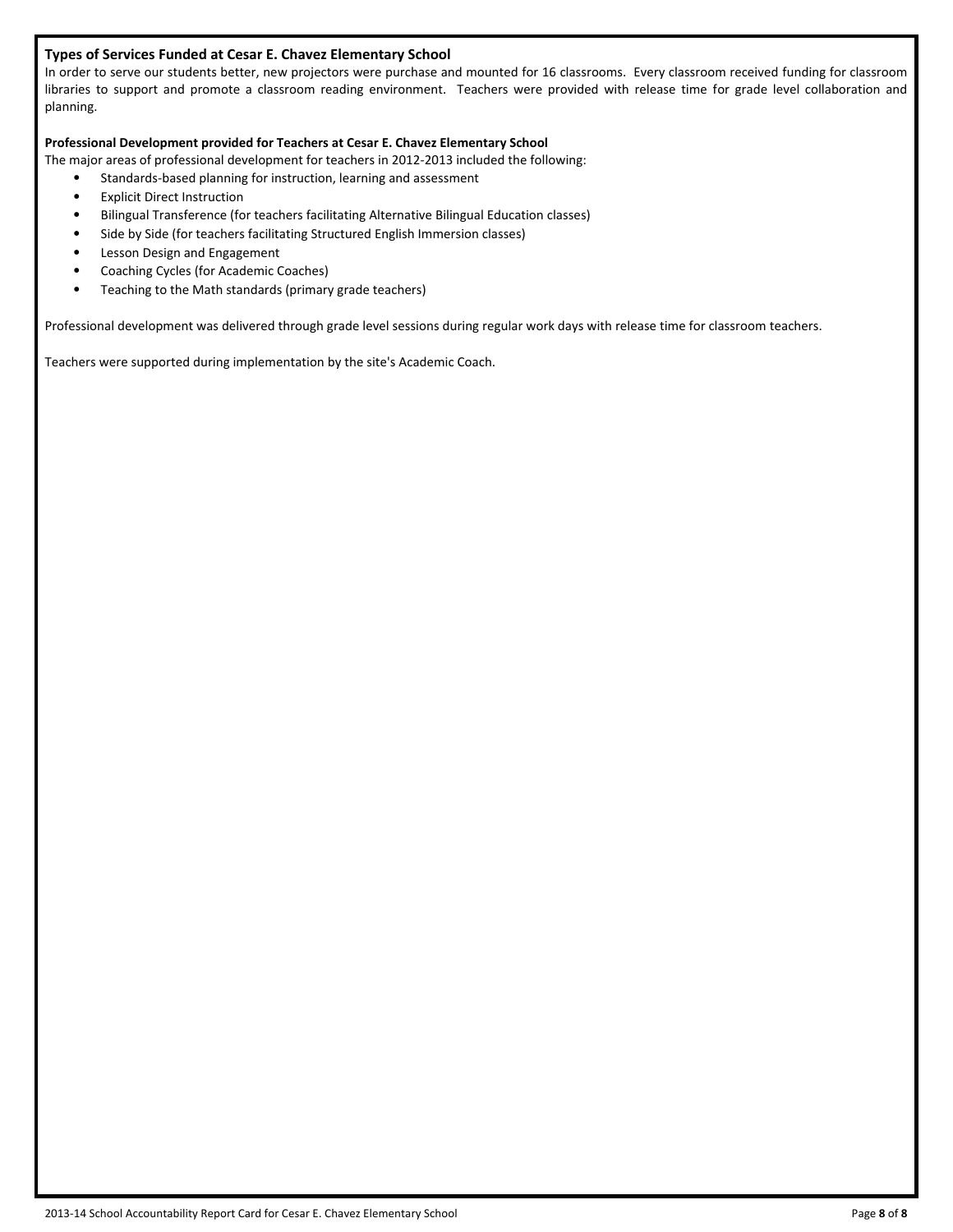**Types of Services Funded at Cesar E. Chavez Elementary School**

In order to serve our students better, new projectors were purchase and mounted for 16 classrooms. Every classroom received funding for classroom libraries to support and promote a classroom reading environment. Teachers were provided with release time for grade level collaboration and planning.

**Professional Development provided for Teachers at Cesar E. Chavez Elementary School**

The major areas of professional development for teachers in 2012-2013 included the following:

- Standards-based planning for instruction, learning and assessment
- Explicit Direct Instruction
- Bilingual Transference (for teachers facilitating Alternative Bilingual Education classes)
- Side by Side (for teachers facilitating Structured English Immersion classes)
- Lesson Design and Engagement
- Coaching Cycles (for Academic Coaches)
- Teaching to the Math standards (primary grade teachers)

Professional development was delivered through grade level sessions during regular work days with release time for classroom teachers.

Teachers were supported during implementation by the site's Academic Coach.